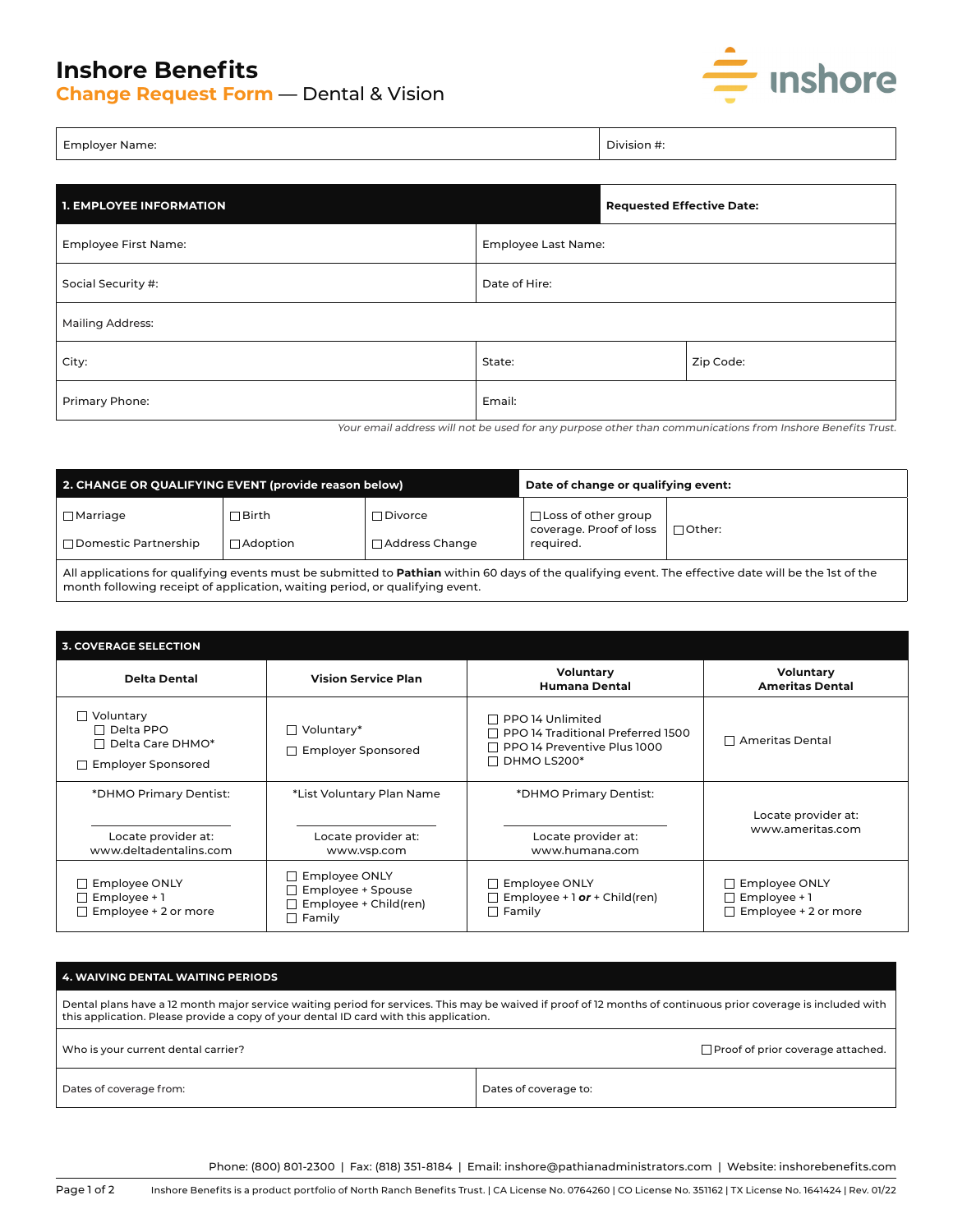# Inshore Benefits

## Change Request Form — Dental & Vision

| Employer Name: | Division #: |
|---|---|

| 1. EMPLOYEE INFORMATION | | Requested Effective Date: |
|---|---|---|
| Employee First Name: | Employee Last Name: | |
| Social Security #: | Date of Hire: | |
| Mailing Address: | | |
| City: | State: | Zip Code: |
| Primary Phone: | Email: | |

*Your email address will not be used for any purpose other than communications from Inshore Benefits Trust.*

| 2. CHANGE OR QUALIFYING EVENT (provide reason below) | | | Date of change or qualifying event: | |
|---|---|---|---|---|
| ☐ Marriage | ☐ Birth | ☐ Divorce | ☐ Loss of other group coverage. Proof of loss required. | ☐ Other: |
| ☐ Domestic Partnership | ☐ Adoption | ☐ Address Change | | |

All applications for qualifying events must be submitted to **Pathian** within 60 days of the qualifying event. The effective date will be the 1st of the month following receipt of application, waiting period, or qualifying event.

### 3. COVERAGE SELECTION

| Delta Dental | Vision Service Plan | Voluntary Humana Dental | Voluntary Ameritas Dental |
|---|---|---|---|
| ☐ Voluntary<br>☐ Delta PPO<br>☐ Delta Care DHMO*<br>☐ Employer Sponsored | ☐ Voluntary*<br>☐ Employer Sponsored | ☐ PPO 14 Unlimited<br>☐ PPO 14 Traditional Preferred 1500<br>☐ PPO 14 Preventive Plus 1000<br>☐ DHMO LS200* | ☐ Ameritas Dental |
| *DHMO Primary Dentist:<br>\_\_\_\_\_\_\_\_\_\_<br>Locate provider at:<br>www.deltadentalins.com | *List Voluntary Plan Name<br>\_\_\_\_\_\_\_\_\_\_<br>Locate provider at:<br>www.vsp.com | *DHMO Primary Dentist:<br>\_\_\_\_\_\_\_\_\_\_<br>Locate provider at:<br>www.humana.com | Locate provider at:<br>www.ameritas.com |
| ☐ Employee ONLY<br>☐ Employee + 1<br>☐ Employee + 2 or more | ☐ Employee ONLY<br>☐ Employee + Spouse<br>☐ Employee + Child(ren)<br>☐ Family | ☐ Employee ONLY<br>☐ Employee + 1 ***or*** + Child(ren)<br>☐ Family | ☐ Employee ONLY<br>☐ Employee + 1<br>☐ Employee + 2 or more |

### 4. WAIVING DENTAL WAITING PERIODS

Dental plans have a 12 month major service waiting period for services. This may be waived if proof of 12 months of continuous prior coverage is included with this application. Please provide a copy of your dental ID card with this application.

| Who is your current dental carrier? | ☐ Proof of prior coverage attached. |
|---|---|
| Dates of coverage from: | Dates of coverage to: |

Phone: (800) 801-2300 | Fax: (818) 351-8184 | Email: inshore@pathianadministrators.com | Website: inshorebenefits.com

Inshore Benefits is a product portfolio of North Ranch Benefits Trust. | CA License No. 0764260 | CO License No. 351162 | TX License No. 1641424 | Rev. 01/22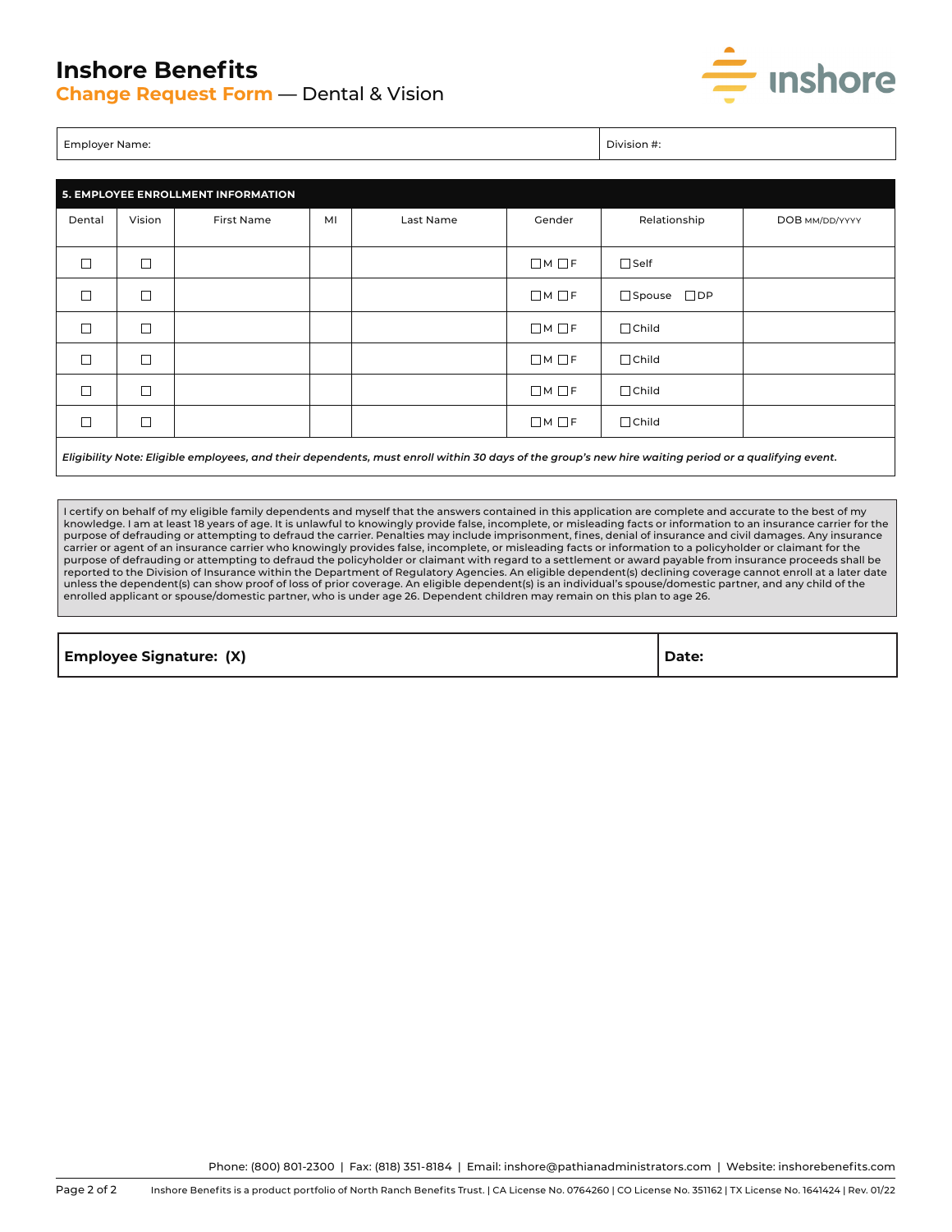# Inshore Benefits

## Change Request Form — Dental & Vision

| Employer Name: | Division #: |
|---|---|

### 5. EMPLOYEE ENROLLMENT INFORMATION

| Dental | Vision | First Name | MI | Last Name | Gender | Relationship | DOB MM/DD/YYYY |
|---|---|---|---|---|---|---|---|
| ☐ | ☐ | | | | ☐M ☐F | ☐Self | |
| ☐ | ☐ | | | | ☐M ☐F | ☐Spouse ☐DP | |
| ☐ | ☐ | | | | ☐M ☐F | ☐Child | |
| ☐ | ☐ | | | | ☐M ☐F | ☐Child | |
| ☐ | ☐ | | | | ☐M ☐F | ☐Child | |
| ☐ | ☐ | | | | ☐M ☐F | ☐Child | |

*Eligibility Note: Eligible employees, and their dependents, must enroll within 30 days of the group's new hire waiting period or a qualifying event.*

I certify on behalf of my eligible family dependents and myself that the answers contained in this application are complete and accurate to the best of my knowledge. I am at least 18 years of age. It is unlawful to knowingly provide false, incomplete, or misleading facts or information to an insurance carrier for the purpose of defrauding or attempting to defraud the carrier. Penalties may include imprisonment, fines, denial of insurance and civil damages. Any insurance carrier or agent of an insurance carrier who knowingly provides false, incomplete, or misleading facts or information to a policyholder or claimant for the purpose of defrauding or attempting to defraud the policyholder or claimant with regard to a settlement or award payable from insurance proceeds shall be reported to the Division of Insurance within the Department of Regulatory Agencies. An eligible dependent(s) declining coverage cannot enroll at a later date unless the dependent(s) can show proof of loss of prior coverage. An eligible dependent(s) is an individual's spouse/domestic partner, and any child of the enrolled applicant or spouse/domestic partner, who is under age 26. Dependent children may remain on this plan to age 26.

| **Employee Signature: (X)** | **Date:** |
|---|---|

Phone: (800) 801-2300 | Fax: (818) 351-8184 | Email: inshore@pathianadministrators.com | Website: inshorebenefits.com

Inshore Benefits is a product portfolio of North Ranch Benefits Trust. | CA License No. 0764260 | CO License No. 351162 | TX License No. 1641424 | Rev. 01/22